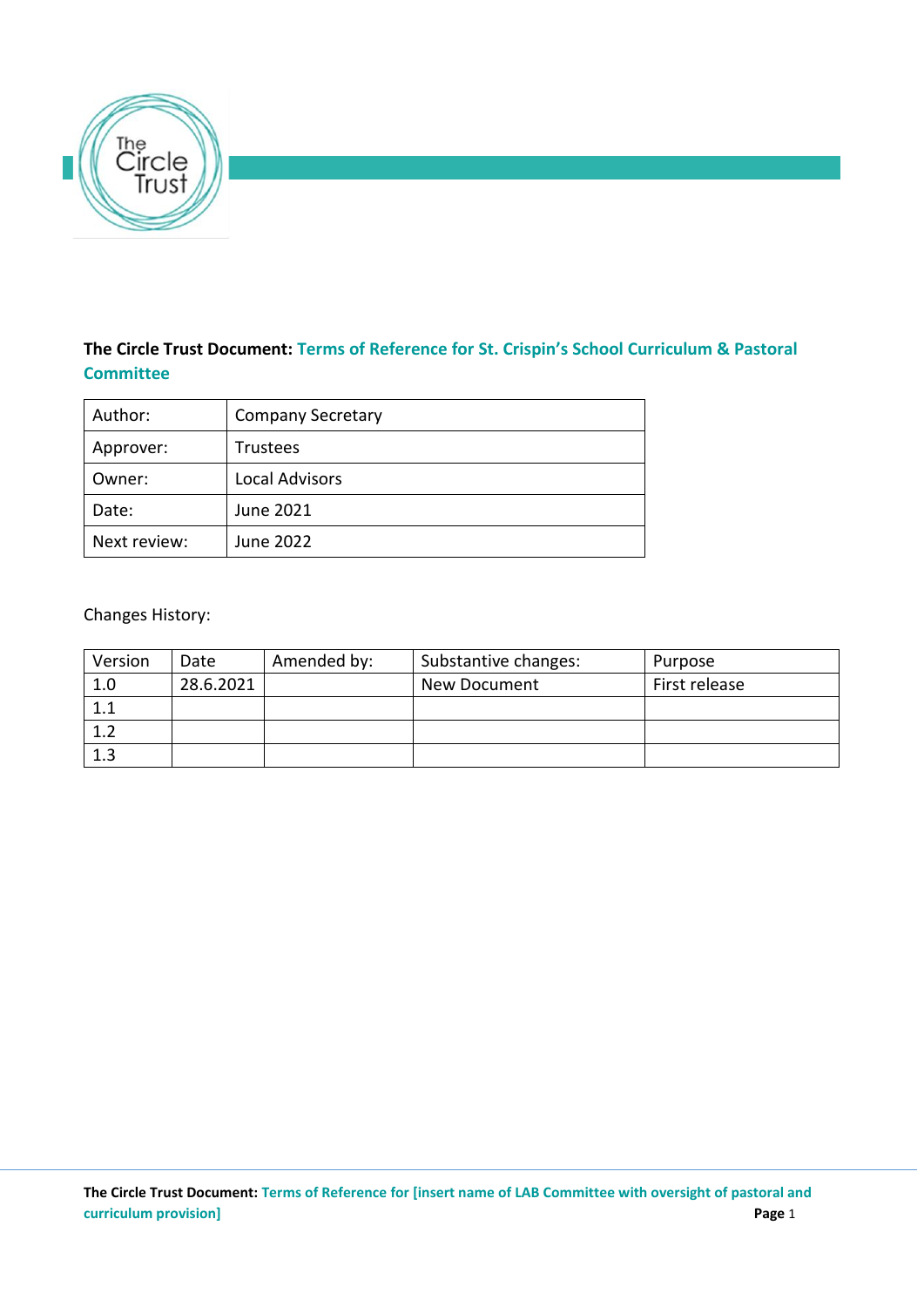**The Circle Trust Document: Terms of Reference for St. Crispin's School Curriculum & Pastoral Committee**

| | |
|---|---|
| Author: | Company Secretary |
| Approver: | Trustees |
| Owner: | Local Advisors |
| Date: | June 2021 |
| Next review: | June 2022 |

Changes History:

| Version | Date | Amended by: | Substantive changes: | Purpose |
|---|---|---|---|---|
| 1.0 | 28.6.2021 | | New Document | First release |
| 1.1 | | | | |
| 1.2 | | | | |
| 1.3 | | | | |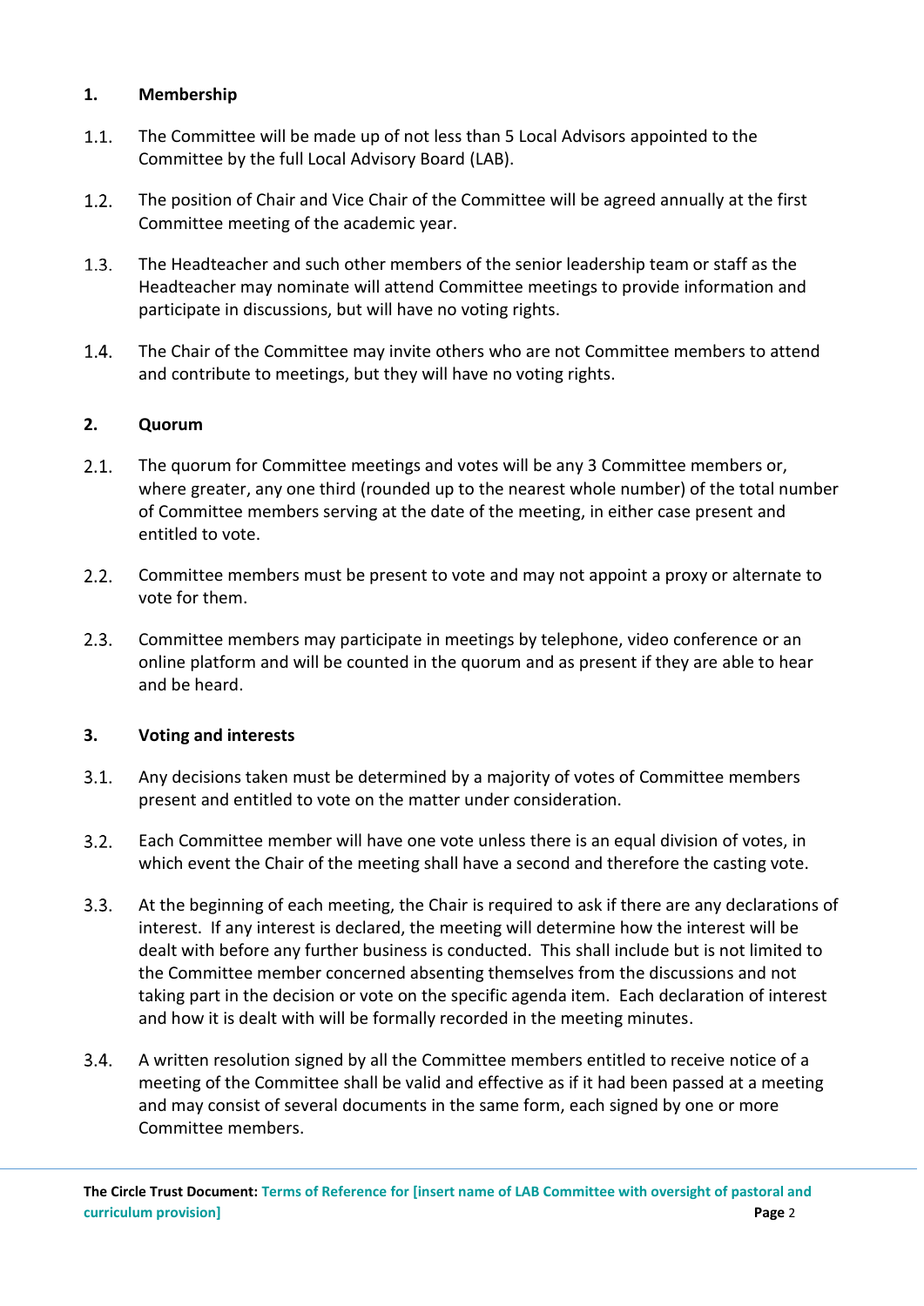## 1. Membership

1.1. The Committee will be made up of not less than 5 Local Advisors appointed to the Committee by the full Local Advisory Board (LAB).

1.2. The position of Chair and Vice Chair of the Committee will be agreed annually at the first Committee meeting of the academic year.

1.3. The Headteacher and such other members of the senior leadership team or staff as the Headteacher may nominate will attend Committee meetings to provide information and participate in discussions, but will have no voting rights.

1.4. The Chair of the Committee may invite others who are not Committee members to attend and contribute to meetings, but they will have no voting rights.

## 2. Quorum

2.1. The quorum for Committee meetings and votes will be any 3 Committee members or, where greater, any one third (rounded up to the nearest whole number) of the total number of Committee members serving at the date of the meeting, in either case present and entitled to vote.

2.2. Committee members must be present to vote and may not appoint a proxy or alternate to vote for them.

2.3. Committee members may participate in meetings by telephone, video conference or an online platform and will be counted in the quorum and as present if they are able to hear and be heard.

## 3. Voting and interests

3.1. Any decisions taken must be determined by a majority of votes of Committee members present and entitled to vote on the matter under consideration.

3.2. Each Committee member will have one vote unless there is an equal division of votes, in which event the Chair of the meeting shall have a second and therefore the casting vote.

3.3. At the beginning of each meeting, the Chair is required to ask if there are any declarations of interest. If any interest is declared, the meeting will determine how the interest will be dealt with before any further business is conducted. This shall include but is not limited to the Committee member concerned absenting themselves from the discussions and not taking part in the decision or vote on the specific agenda item. Each declaration of interest and how it is dealt with will be formally recorded in the meeting minutes.

3.4. A written resolution signed by all the Committee members entitled to receive notice of a meeting of the Committee shall be valid and effective as if it had been passed at a meeting and may consist of several documents in the same form, each signed by one or more Committee members.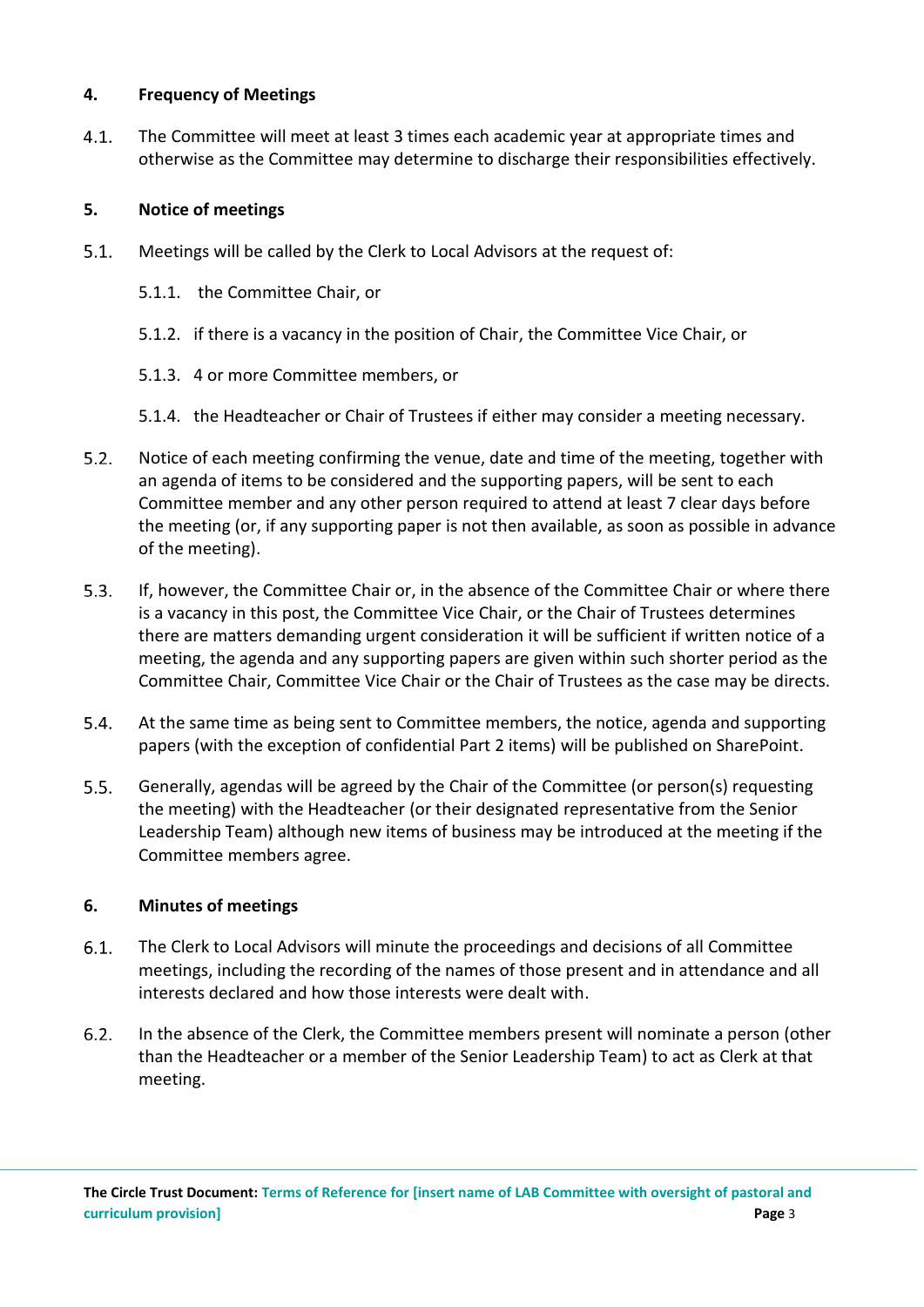## 4. Frequency of Meetings

4.1. The Committee will meet at least 3 times each academic year at appropriate times and otherwise as the Committee may determine to discharge their responsibilities effectively.

## 5. Notice of meetings

5.1. Meetings will be called by the Clerk to Local Advisors at the request of:

- 5.1.1. the Committee Chair, or
- 5.1.2. if there is a vacancy in the position of Chair, the Committee Vice Chair, or
- 5.1.3. 4 or more Committee members, or
- 5.1.4. the Headteacher or Chair of Trustees if either may consider a meeting necessary.

5.2. Notice of each meeting confirming the venue, date and time of the meeting, together with an agenda of items to be considered and the supporting papers, will be sent to each Committee member and any other person required to attend at least 7 clear days before the meeting (or, if any supporting paper is not then available, as soon as possible in advance of the meeting).

5.3. If, however, the Committee Chair or, in the absence of the Committee Chair or where there is a vacancy in this post, the Committee Vice Chair, or the Chair of Trustees determines there are matters demanding urgent consideration it will be sufficient if written notice of a meeting, the agenda and any supporting papers are given within such shorter period as the Committee Chair, Committee Vice Chair or the Chair of Trustees as the case may be directs.

5.4. At the same time as being sent to Committee members, the notice, agenda and supporting papers (with the exception of confidential Part 2 items) will be published on SharePoint.

5.5. Generally, agendas will be agreed by the Chair of the Committee (or person(s) requesting the meeting) with the Headteacher (or their designated representative from the Senior Leadership Team) although new items of business may be introduced at the meeting if the Committee members agree.

## 6. Minutes of meetings

6.1. The Clerk to Local Advisors will minute the proceedings and decisions of all Committee meetings, including the recording of the names of those present and in attendance and all interests declared and how those interests were dealt with.

6.2. In the absence of the Clerk, the Committee members present will nominate a person (other than the Headteacher or a member of the Senior Leadership Team) to act as Clerk at that meeting.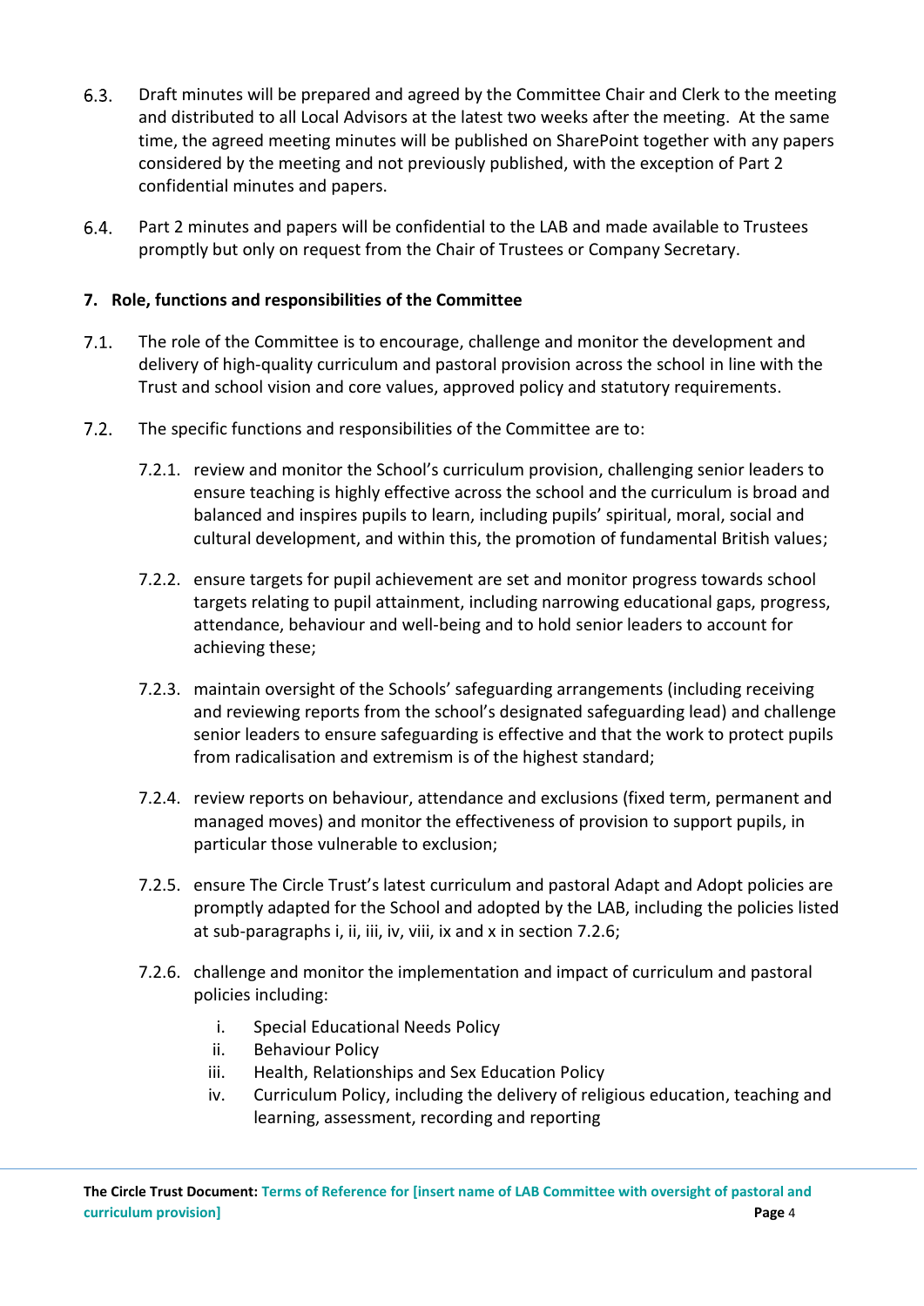6.3. Draft minutes will be prepared and agreed by the Committee Chair and Clerk to the meeting and distributed to all Local Advisors at the latest two weeks after the meeting. At the same time, the agreed meeting minutes will be published on SharePoint together with any papers considered by the meeting and not previously published, with the exception of Part 2 confidential minutes and papers.

6.4. Part 2 minutes and papers will be confidential to the LAB and made available to Trustees promptly but only on request from the Chair of Trustees or Company Secretary.

**7. Role, functions and responsibilities of the Committee**

7.1. The role of the Committee is to encourage, challenge and monitor the development and delivery of high-quality curriculum and pastoral provision across the school in line with the Trust and school vision and core values, approved policy and statutory requirements.

7.2. The specific functions and responsibilities of the Committee are to:

7.2.1. review and monitor the School's curriculum provision, challenging senior leaders to ensure teaching is highly effective across the school and the curriculum is broad and balanced and inspires pupils to learn, including pupils' spiritual, moral, social and cultural development, and within this, the promotion of fundamental British values;

7.2.2. ensure targets for pupil achievement are set and monitor progress towards school targets relating to pupil attainment, including narrowing educational gaps, progress, attendance, behaviour and well-being and to hold senior leaders to account for achieving these;

7.2.3. maintain oversight of the Schools' safeguarding arrangements (including receiving and reviewing reports from the school's designated safeguarding lead) and challenge senior leaders to ensure safeguarding is effective and that the work to protect pupils from radicalisation and extremism is of the highest standard;

7.2.4. review reports on behaviour, attendance and exclusions (fixed term, permanent and managed moves) and monitor the effectiveness of provision to support pupils, in particular those vulnerable to exclusion;

7.2.5. ensure The Circle Trust's latest curriculum and pastoral Adapt and Adopt policies are promptly adapted for the School and adopted by the LAB, including the policies listed at sub-paragraphs i, ii, iii, iv, viii, ix and x in section 7.2.6;

7.2.6. challenge and monitor the implementation and impact of curriculum and pastoral policies including:

i. Special Educational Needs Policy
ii. Behaviour Policy
iii. Health, Relationships and Sex Education Policy
iv. Curriculum Policy, including the delivery of religious education, teaching and learning, assessment, recording and reporting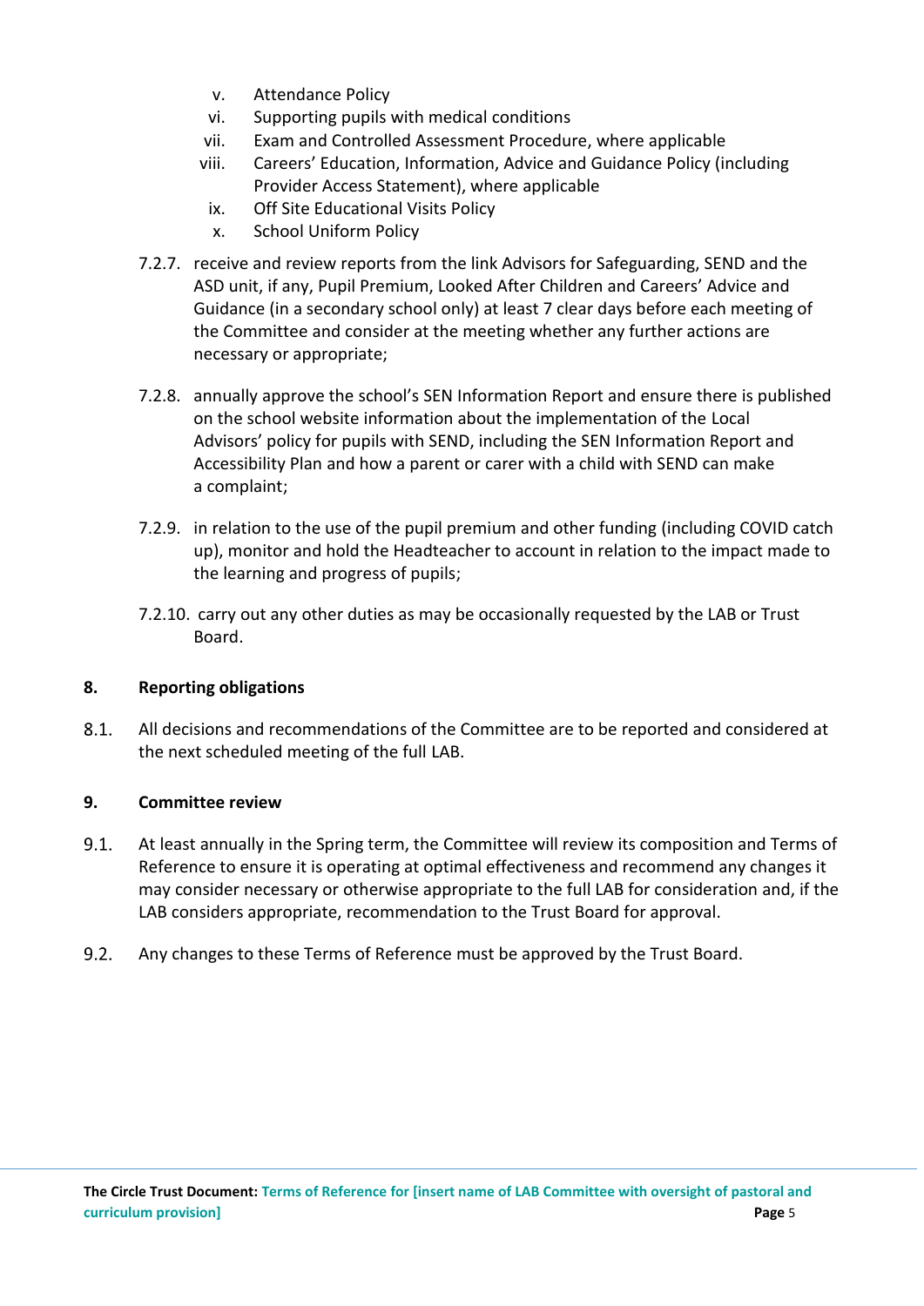v. Attendance Policy
vi. Supporting pupils with medical conditions
vii. Exam and Controlled Assessment Procedure, where applicable
viii. Careers' Education, Information, Advice and Guidance Policy (including Provider Access Statement), where applicable
ix. Off Site Educational Visits Policy
x. School Uniform Policy

7.2.7. receive and review reports from the link Advisors for Safeguarding, SEND and the ASD unit, if any, Pupil Premium, Looked After Children and Careers' Advice and Guidance (in a secondary school only) at least 7 clear days before each meeting of the Committee and consider at the meeting whether any further actions are necessary or appropriate;

7.2.8. annually approve the school's SEN Information Report and ensure there is published on the school website information about the implementation of the Local Advisors' policy for pupils with SEND, including the SEN Information Report and Accessibility Plan and how a parent or carer with a child with SEND can make a complaint;

7.2.9. in relation to the use of the pupil premium and other funding (including COVID catch up), monitor and hold the Headteacher to account in relation to the impact made to the learning and progress of pupils;

7.2.10. carry out any other duties as may be occasionally requested by the LAB or Trust Board.

**8. Reporting obligations**

8.1. All decisions and recommendations of the Committee are to be reported and considered at the next scheduled meeting of the full LAB.

**9. Committee review**

9.1. At least annually in the Spring term, the Committee will review its composition and Terms of Reference to ensure it is operating at optimal effectiveness and recommend any changes it may consider necessary or otherwise appropriate to the full LAB for consideration and, if the LAB considers appropriate, recommendation to the Trust Board for approval.

9.2. Any changes to these Terms of Reference must be approved by the Trust Board.